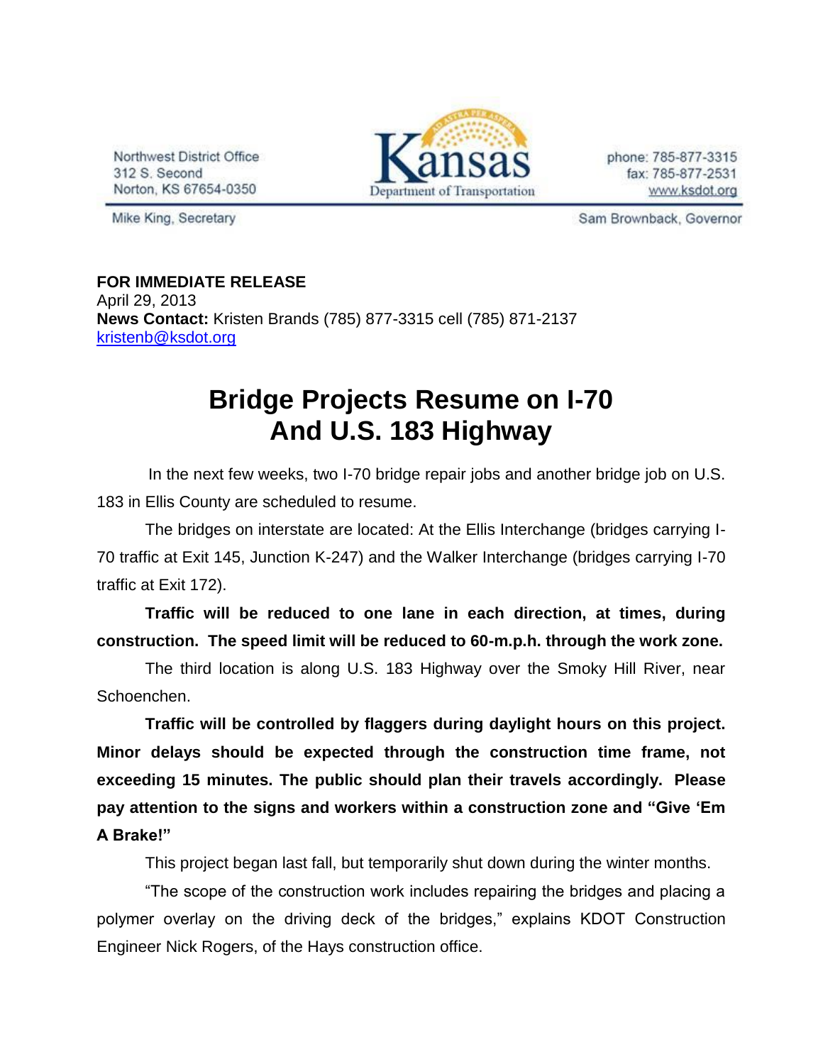Northwest District Office
312 S. Second
Norton, KS 67654-0350

Kansas Department of Transportation

phone: 785-877-3315
fax: 785-877-2531
www.ksdot.org

Mike King, Secretary

Sam Brownback, Governor

**FOR IMMEDIATE RELEASE**
April 29, 2013
**News Contact:** Kristen Brands (785) 877-3315 cell (785) 871-2137
kristenb@ksdot.org

# Bridge Projects Resume on I-70 And U.S. 183 Highway

In the next few weeks, two I-70 bridge repair jobs and another bridge job on U.S. 183 in Ellis County are scheduled to resume.

The bridges on interstate are located: At the Ellis Interchange (bridges carrying I-70 traffic at Exit 145, Junction K-247) and the Walker Interchange (bridges carrying I-70 traffic at Exit 172).

**Traffic will be reduced to one lane in each direction, at times, during construction. The speed limit will be reduced to 60-m.p.h. through the work zone.**

The third location is along U.S. 183 Highway over the Smoky Hill River, near Schoenchen.

**Traffic will be controlled by flaggers during daylight hours on this project. Minor delays should be expected through the construction time frame, not exceeding 15 minutes. The public should plan their travels accordingly. Please pay attention to the signs and workers within a construction zone and "Give 'Em A Brake!"**

This project began last fall, but temporarily shut down during the winter months.

"The scope of the construction work includes repairing the bridges and placing a polymer overlay on the driving deck of the bridges," explains KDOT Construction Engineer Nick Rogers, of the Hays construction office.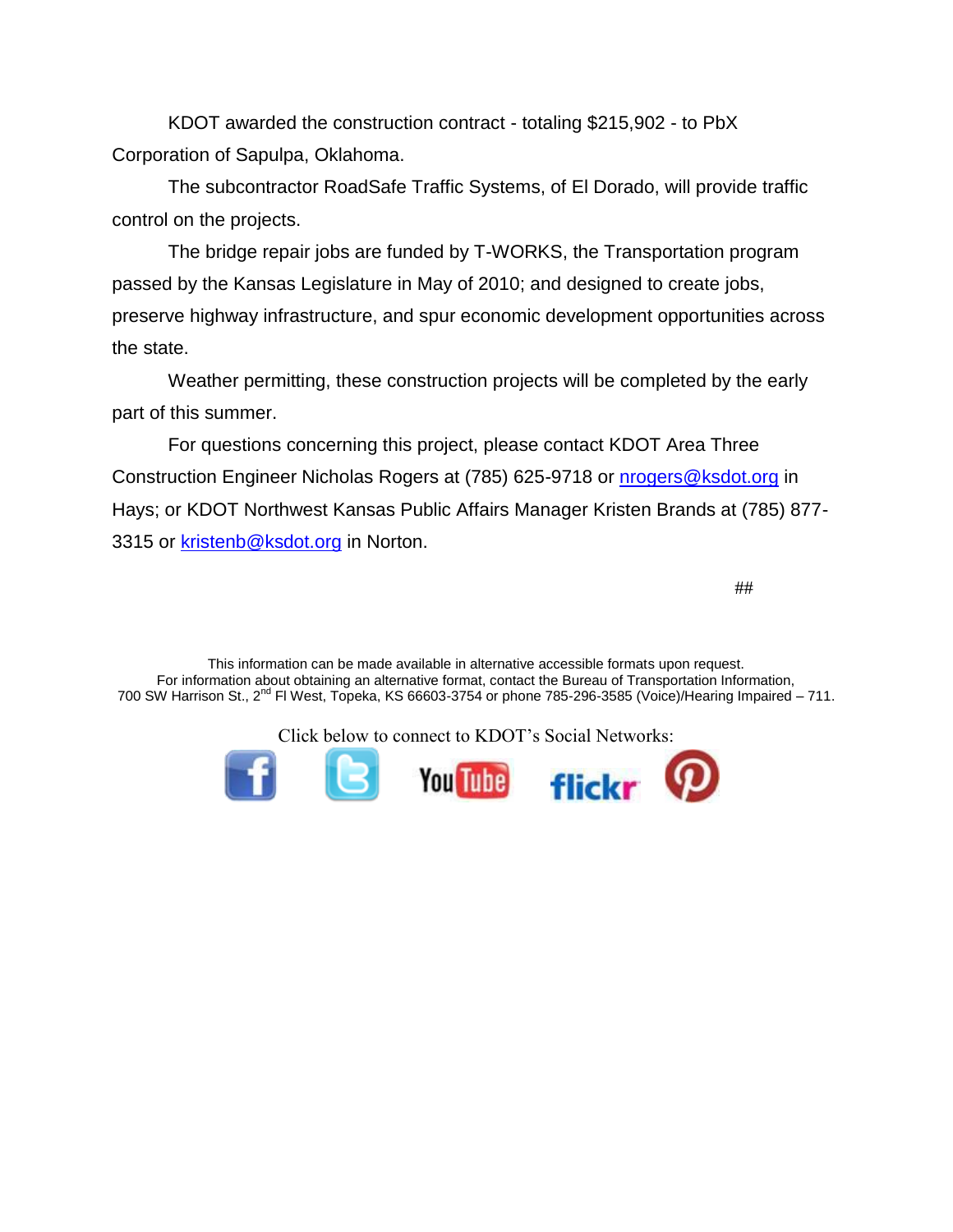KDOT awarded the construction contract - totaling $215,902 - to PbX Corporation of Sapulpa, Oklahoma.

The subcontractor RoadSafe Traffic Systems, of El Dorado, will provide traffic control on the projects.

The bridge repair jobs are funded by T-WORKS, the Transportation program passed by the Kansas Legislature in May of 2010; and designed to create jobs, preserve highway infrastructure, and spur economic development opportunities across the state.

Weather permitting, these construction projects will be completed by the early part of this summer.

For questions concerning this project, please contact KDOT Area Three Construction Engineer Nicholas Rogers at (785) 625-9718 or nrogers@ksdot.org in Hays; or KDOT Northwest Kansas Public Affairs Manager Kristen Brands at (785) 877-3315 or kristenb@ksdot.org in Norton.

##

This information can be made available in alternative accessible formats upon request.
For information about obtaining an alternative format, contact the Bureau of Transportation Information,
700 SW Harrison St., 2nd Fl West, Topeka, KS 66603-3754 or phone 785-296-3585 (Voice)/Hearing Impaired – 711.

Click below to connect to KDOT's Social Networks: